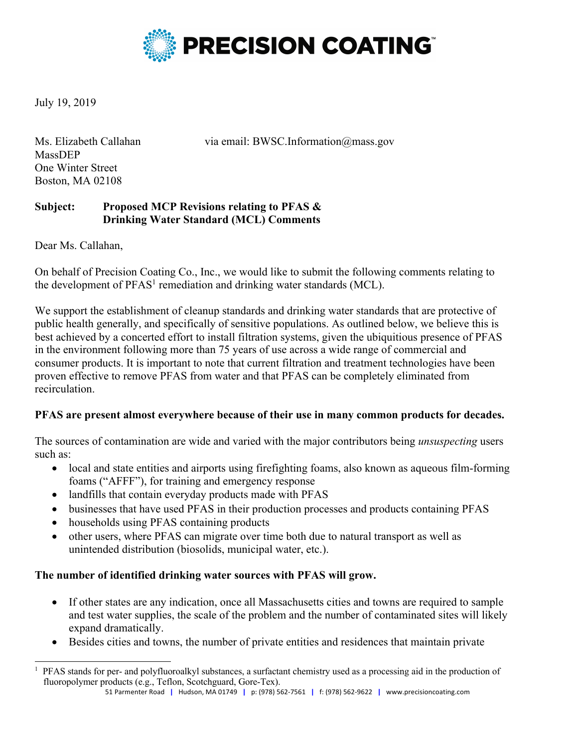**PRECISION COATING™**

July 19, 2019

Ms. Elizabeth Callahan  
MassDEP  
One Winter Street  
Boston, MA 02108

via email: BWSC.Information@mass.gov

**Subject: Proposed MCP Revisions relating to PFAS & Drinking Water Standard (MCL) Comments**

Dear Ms. Callahan,

On behalf of Precision Coating Co., Inc., we would like to submit the following comments relating to the development of PFAS[1] remediation and drinking water standards (MCL).

We support the establishment of cleanup standards and drinking water standards that are protective of public health generally, and specifically of sensitive populations. As outlined below, we believe this is best achieved by a concerted effort to install filtration systems, given the ubiquitious presence of PFAS in the environment following more than 75 years of use across a wide range of commercial and consumer products. It is important to note that current filtration and treatment technologies have been proven effective to remove PFAS from water and that PFAS can be completely eliminated from recirculation.

**PFAS are present almost everywhere because of their use in many common products for decades.**

The sources of contamination are wide and varied with the major contributors being *unsuspecting* users such as:

- local and state entities and airports using firefighting foams, also known as aqueous film-forming foams ("AFFF"), for training and emergency response
- landfills that contain everyday products made with PFAS
- businesses that have used PFAS in their production processes and products containing PFAS
- households using PFAS containing products
- other users, where PFAS can migrate over time both due to natural transport as well as unintended distribution (biosolids, municipal water, etc.).

**The number of identified drinking water sources with PFAS will grow.**

- If other states are any indication, once all Massachusetts cities and towns are required to sample and test water supplies, the scale of the problem and the number of contaminated sites will likely expand dramatically.
- Besides cities and towns, the number of private entities and residences that maintain private

[1] PFAS stands for per- and polyfluoroalkyl substances, a surfactant chemistry used as a processing aid in the production of fluoropolymer products (e.g., Teflon, Scotchguard, Gore-Tex).

51 Parmenter Road | Hudson, MA 01749 | p: (978) 562-7561 | f: (978) 562-9622 | www.precisioncoating.com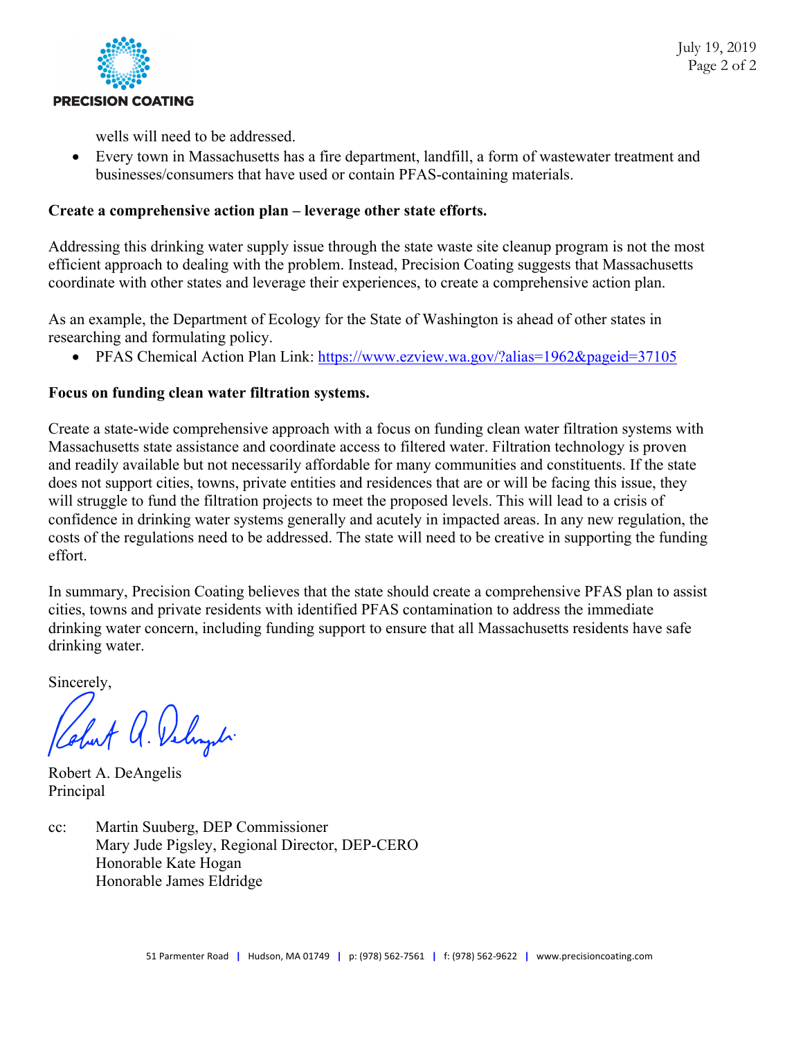wells will need to be addressed.

- Every town in Massachusetts has a fire department, landfill, a form of wastewater treatment and businesses/consumers that have used or contain PFAS-containing materials.

**Create a comprehensive action plan – leverage other state efforts.**

Addressing this drinking water supply issue through the state waste site cleanup program is not the most efficient approach to dealing with the problem. Instead, Precision Coating suggests that Massachusetts coordinate with other states and leverage their experiences, to create a comprehensive action plan.

As an example, the Department of Ecology for the State of Washington is ahead of other states in researching and formulating policy.

- PFAS Chemical Action Plan Link: https://www.ezview.wa.gov/?alias=1962&pageid=37105

**Focus on funding clean water filtration systems.**

Create a state-wide comprehensive approach with a focus on funding clean water filtration systems with Massachusetts state assistance and coordinate access to filtered water. Filtration technology is proven and readily available but not necessarily affordable for many communities and constituents. If the state does not support cities, towns, private entities and residences that are or will be facing this issue, they will struggle to fund the filtration projects to meet the proposed levels. This will lead to a crisis of confidence in drinking water systems generally and acutely in impacted areas. In any new regulation, the costs of the regulations need to be addressed. The state will need to be creative in supporting the funding effort.

In summary, Precision Coating believes that the state should create a comprehensive PFAS plan to assist cities, towns and private residents with identified PFAS contamination to address the immediate drinking water concern, including funding support to ensure that all Massachusetts residents have safe drinking water.

Sincerely,

Robert A. DeAngelis
Principal

cc: Martin Suuberg, DEP Commissioner
Mary Jude Pigsley, Regional Director, DEP-CERO
Honorable Kate Hogan
Honorable James Eldridge